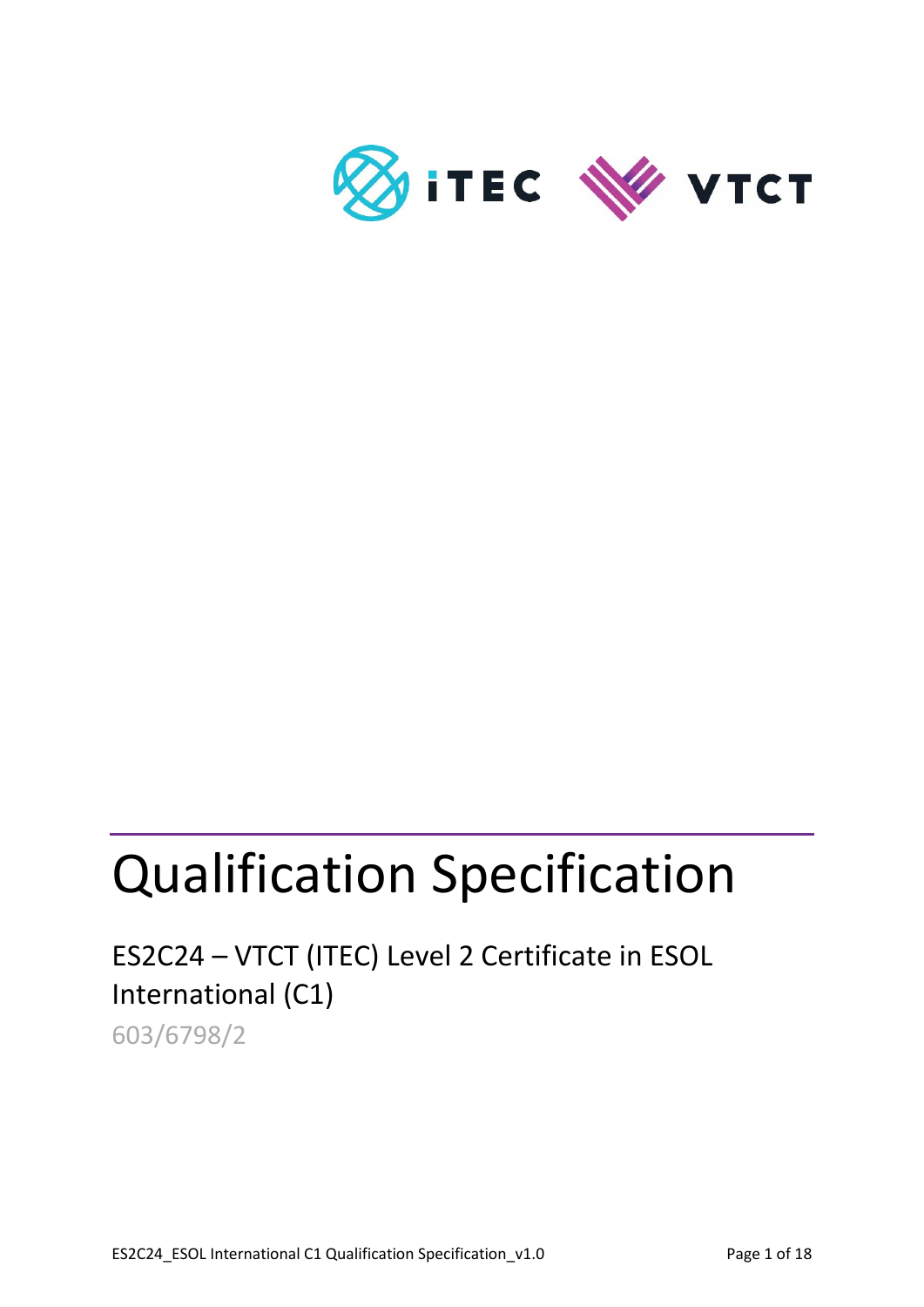# Qualification Specification

## ES2C24 – VTCT (ITEC) Level 2 Certificate in ESOL International (C1)

603/6798/2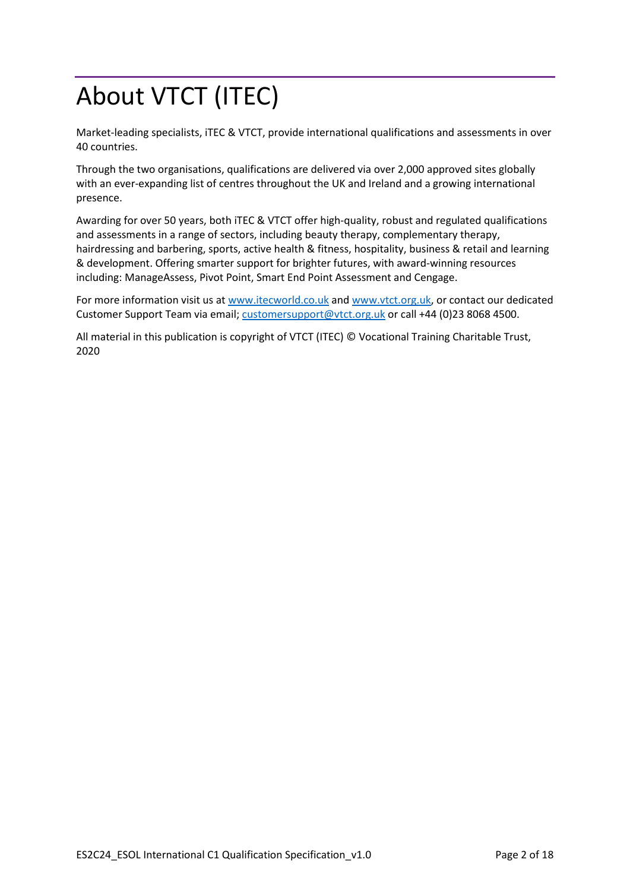# About VTCT (ITEC)

Market-leading specialists, iTEC & VTCT, provide international qualifications and assessments in over 40 countries.

Through the two organisations, qualifications are delivered via over 2,000 approved sites globally with an ever-expanding list of centres throughout the UK and Ireland and a growing international presence.

Awarding for over 50 years, both iTEC & VTCT offer high-quality, robust and regulated qualifications and assessments in a range of sectors, including beauty therapy, complementary therapy, hairdressing and barbering, sports, active health & fitness, hospitality, business & retail and learning & development. Offering smarter support for brighter futures, with award-winning resources including: ManageAssess, Pivot Point, Smart End Point Assessment and Cengage.

For more information visit us at [www.itecworld.co.uk](http://www.itecworld.co.uk) and [www.vtct.org.uk](http://www.vtct.org.uk), or contact our dedicated Customer Support Team via email; [customersupport@vtct.org.uk](mailto:customersupport@vtct.org.uk) or call +44 (0)23 8068 4500.

All material in this publication is copyright of VTCT (ITEC) © Vocational Training Charitable Trust, 2020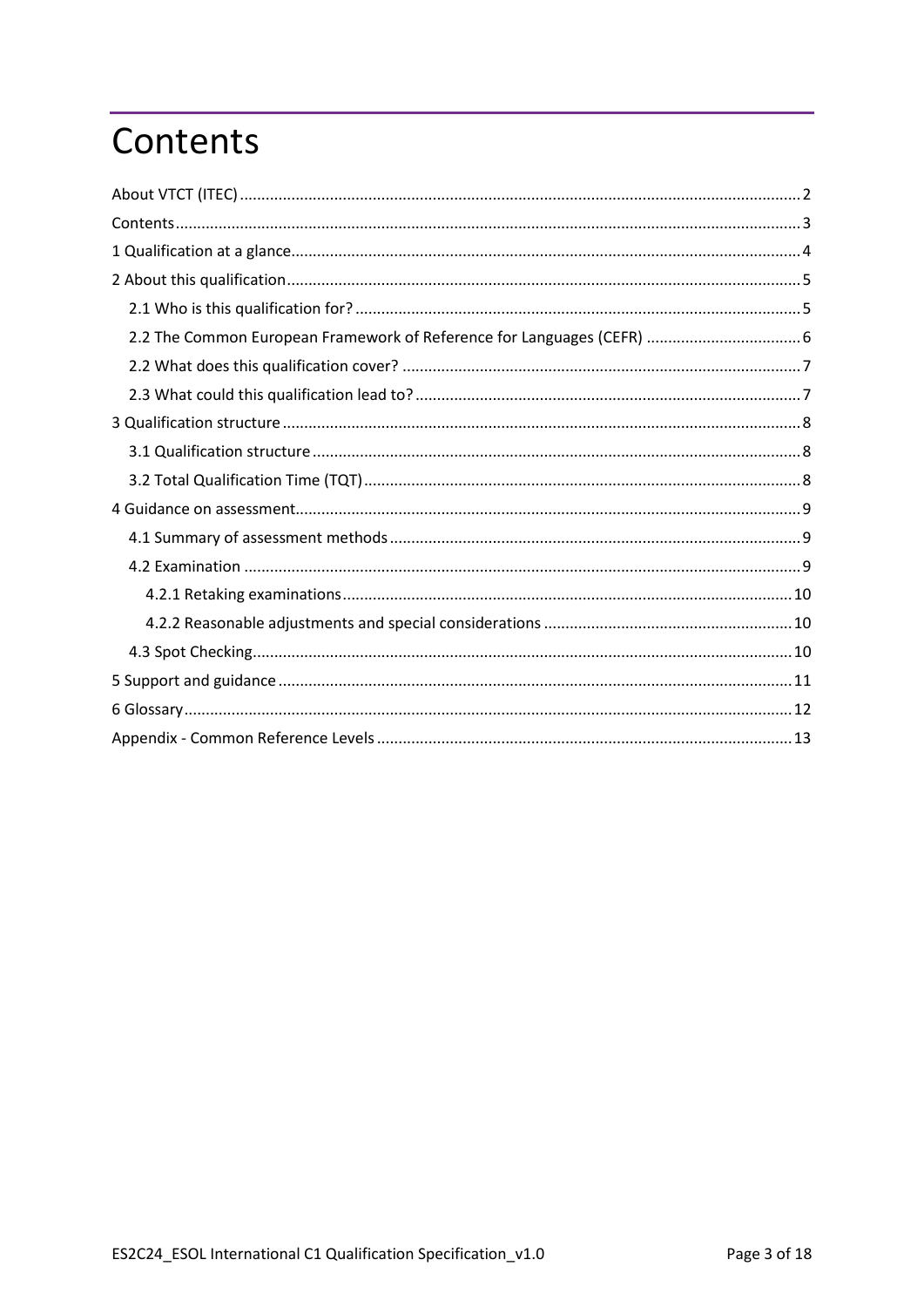# Contents

About VTCT (ITEC) ..... 2
Contents ..... 3
1 Qualification at a glance ..... 4
2 About this qualification ..... 5
  2.1 Who is this qualification for? ..... 5
  2.2 The Common European Framework of Reference for Languages (CEFR) ..... 6
  2.2 What does this qualification cover? ..... 7
  2.3 What could this qualification lead to? ..... 7
3 Qualification structure ..... 8
  3.1 Qualification structure ..... 8
  3.2 Total Qualification Time (TQT) ..... 8
4 Guidance on assessment ..... 9
  4.1 Summary of assessment methods ..... 9
  4.2 Examination ..... 9
    4.2.1 Retaking examinations ..... 10
    4.2.2 Reasonable adjustments and special considerations ..... 10
  4.3 Spot Checking ..... 10
5 Support and guidance ..... 11
6 Glossary ..... 12
Appendix - Common Reference Levels ..... 13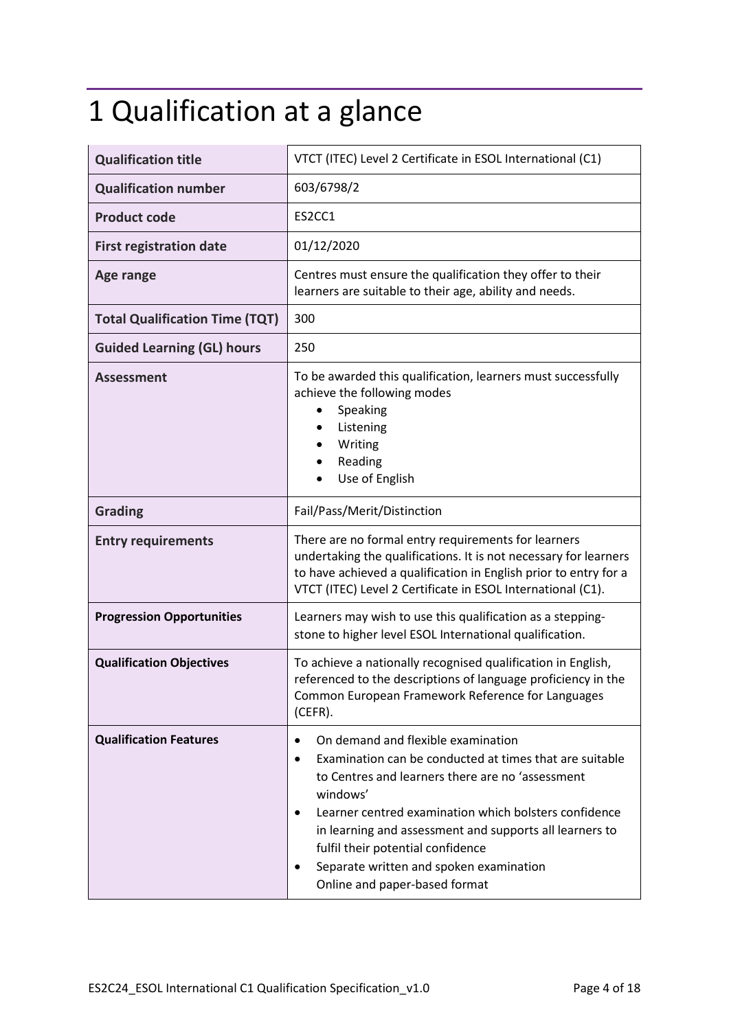# 1 Qualification at a glance

| | |
|---|---|
| **Qualification title** | VTCT (ITEC) Level 2 Certificate in ESOL International (C1) |
| **Qualification number** | 603/6798/2 |
| **Product code** | ES2CC1 |
| **First registration date** | 01/12/2020 |
| **Age range** | Centres must ensure the qualification they offer to their learners are suitable to their age, ability and needs. |
| **Total Qualification Time (TQT)** | 300 |
| **Guided Learning (GL) hours** | 250 |
| **Assessment** | To be awarded this qualification, learners must successfully achieve the following modes<br>• Speaking<br>• Listening<br>• Writing<br>• Reading<br>• Use of English |
| **Grading** | Fail/Pass/Merit/Distinction |
| **Entry requirements** | There are no formal entry requirements for learners undertaking the qualifications. It is not necessary for learners to have achieved a qualification in English prior to entry for a VTCT (ITEC) Level 2 Certificate in ESOL International (C1). |
| **Progression Opportunities** | Learners may wish to use this qualification as a stepping-stone to higher level ESOL International qualification. |
| **Qualification Objectives** | To achieve a nationally recognised qualification in English, referenced to the descriptions of language proficiency in the Common European Framework Reference for Languages (CEFR). |
| **Qualification Features** | • On demand and flexible examination<br>• Examination can be conducted at times that are suitable to Centres and learners there are no 'assessment windows'<br>• Learner centred examination which bolsters confidence in learning and assessment and supports all learners to fulfil their potential confidence<br>• Separate written and spoken examination<br>Online and paper-based format |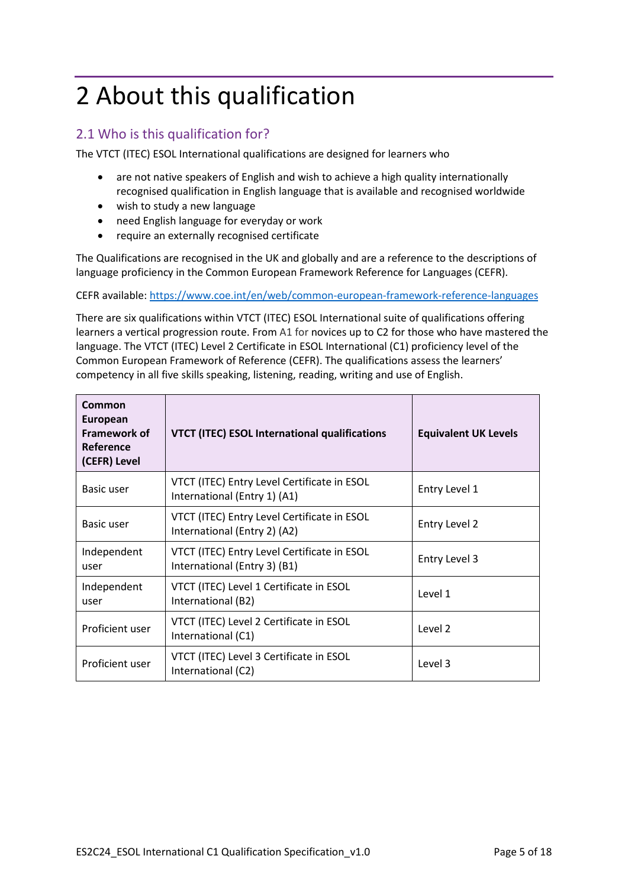# 2 About this qualification

## 2.1 Who is this qualification for?

The VTCT (ITEC) ESOL International qualifications are designed for learners who

- are not native speakers of English and wish to achieve a high quality internationally recognised qualification in English language that is available and recognised worldwide
- wish to study a new language
- need English language for everyday or work
- require an externally recognised certificate

The Qualifications are recognised in the UK and globally and are a reference to the descriptions of language proficiency in the Common European Framework Reference for Languages (CEFR).

CEFR available: https://www.coe.int/en/web/common-european-framework-reference-languages

There are six qualifications within VTCT (ITEC) ESOL International suite of qualifications offering learners a vertical progression route. From A1 for novices up to C2 for those who have mastered the language. The VTCT (ITEC) Level 2 Certificate in ESOL International (C1) proficiency level of the Common European Framework of Reference (CEFR). The qualifications assess the learners' competency in all five skills speaking, listening, reading, writing and use of English.

| Common European Framework of Reference (CEFR) Level | VTCT (ITEC) ESOL International qualifications | Equivalent UK Levels |
|---|---|---|
| Basic user | VTCT (ITEC) Entry Level Certificate in ESOL International (Entry 1) (A1) | Entry Level 1 |
| Basic user | VTCT (ITEC) Entry Level Certificate in ESOL International (Entry 2) (A2) | Entry Level 2 |
| Independent user | VTCT (ITEC) Entry Level Certificate in ESOL International (Entry 3) (B1) | Entry Level 3 |
| Independent user | VTCT (ITEC) Level 1 Certificate in ESOL International (B2) | Level 1 |
| Proficient user | VTCT (ITEC) Level 2 Certificate in ESOL International (C1) | Level 2 |
| Proficient user | VTCT (ITEC) Level 3 Certificate in ESOL International (C2) | Level 3 |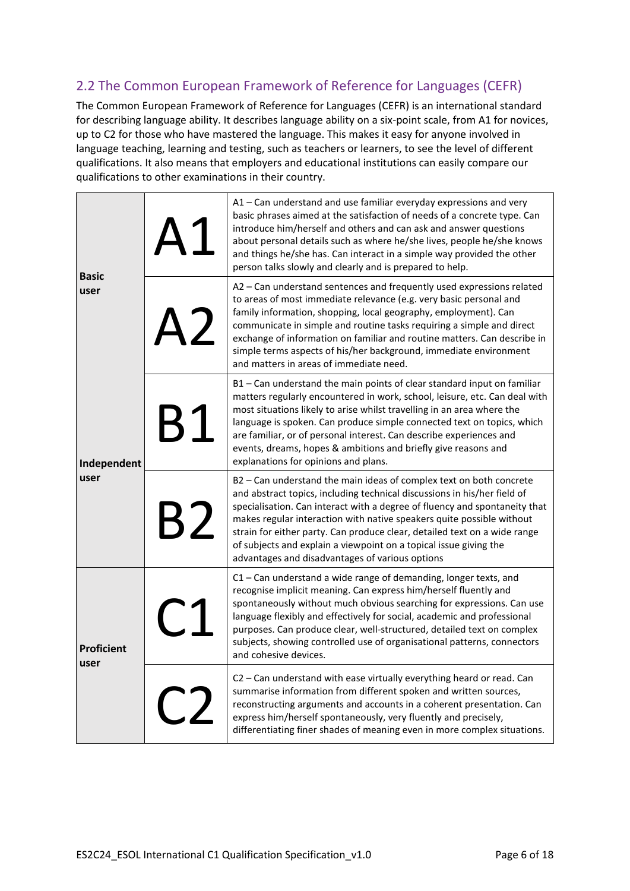## 2.2 The Common European Framework of Reference for Languages (CEFR)

The Common European Framework of Reference for Languages (CEFR) is an international standard for describing language ability. It describes language ability on a six-point scale, from A1 for novices, up to C2 for those who have mastered the language. This makes it easy for anyone involved in language teaching, learning and testing, such as teachers or learners, to see the level of different qualifications. It also means that employers and educational institutions can easily compare our qualifications to other examinations in their country.

| | | |
|---|---|---|
| **Basic user** | A1 | A1 – Can understand and use familiar everyday expressions and very basic phrases aimed at the satisfaction of needs of a concrete type. Can introduce him/herself and others and can ask and answer questions about personal details such as where he/she lives, people he/she knows and things he/she has. Can interact in a simple way provided the other person talks slowly and clearly and is prepared to help. |
| | A2 | A2 – Can understand sentences and frequently used expressions related to areas of most immediate relevance (e.g. very basic personal and family information, shopping, local geography, employment). Can communicate in simple and routine tasks requiring a simple and direct exchange of information on familiar and routine matters. Can describe in simple terms aspects of his/her background, immediate environment and matters in areas of immediate need. |
| **Independent user** | B1 | B1 – Can understand the main points of clear standard input on familiar matters regularly encountered in work, school, leisure, etc. Can deal with most situations likely to arise whilst travelling in an area where the language is spoken. Can produce simple connected text on topics, which are familiar, or of personal interest. Can describe experiences and events, dreams, hopes & ambitions and briefly give reasons and explanations for opinions and plans. |
| | B2 | B2 – Can understand the main ideas of complex text on both concrete and abstract topics, including technical discussions in his/her field of specialisation. Can interact with a degree of fluency and spontaneity that makes regular interaction with native speakers quite possible without strain for either party. Can produce clear, detailed text on a wide range of subjects and explain a viewpoint on a topical issue giving the advantages and disadvantages of various options |
| **Proficient user** | C1 | C1 – Can understand a wide range of demanding, longer texts, and recognise implicit meaning. Can express him/herself fluently and spontaneously without much obvious searching for expressions. Can use language flexibly and effectively for social, academic and professional purposes. Can produce clear, well-structured, detailed text on complex subjects, showing controlled use of organisational patterns, connectors and cohesive devices. |
| | C2 | C2 – Can understand with ease virtually everything heard or read. Can summarise information from different spoken and written sources, reconstructing arguments and accounts in a coherent presentation. Can express him/herself spontaneously, very fluently and precisely, differentiating finer shades of meaning even in more complex situations. |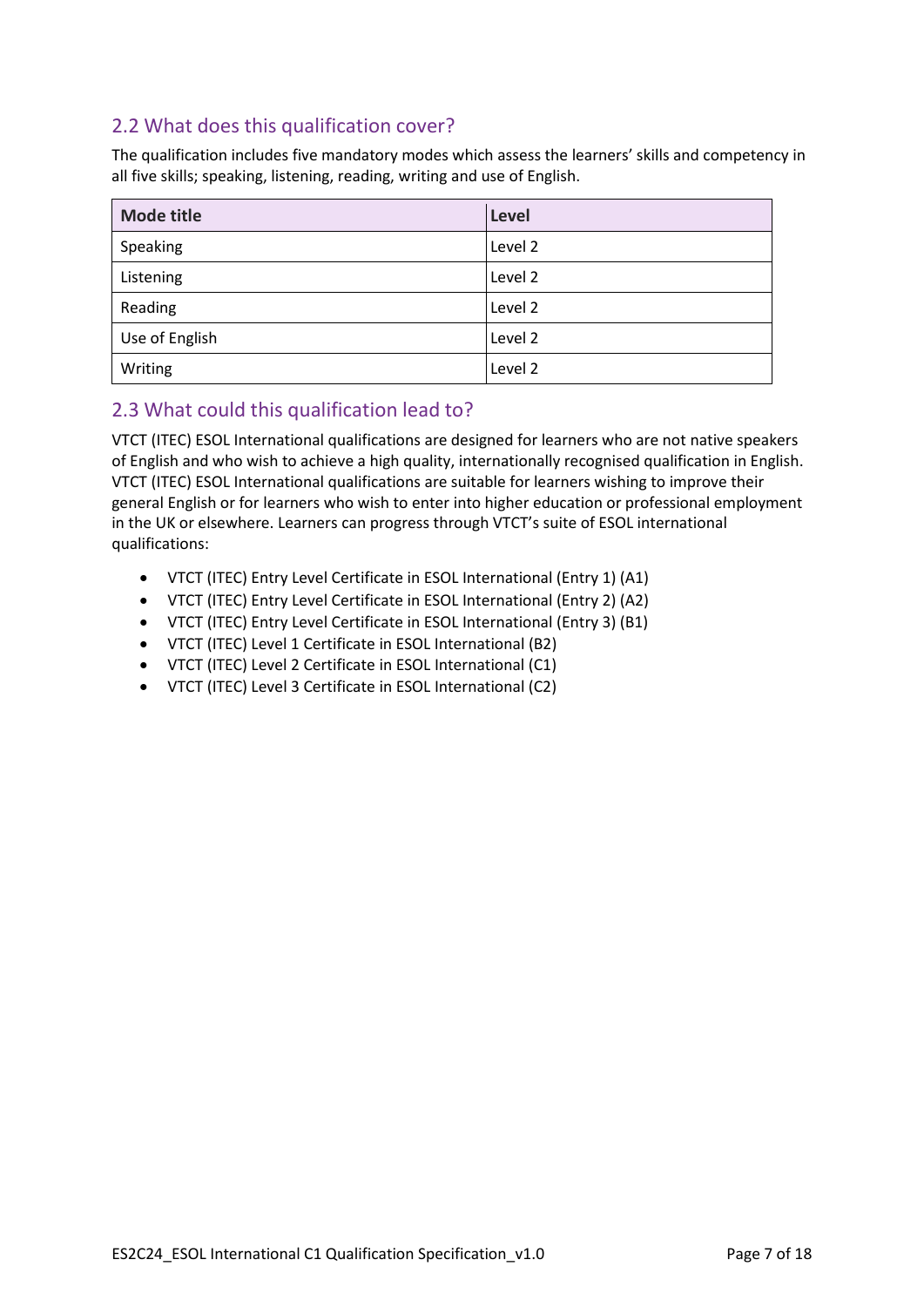## 2.2 What does this qualification cover?

The qualification includes five mandatory modes which assess the learners' skills and competency in all five skills; speaking, listening, reading, writing and use of English.

| Mode title | Level |
| --- | --- |
| Speaking | Level 2 |
| Listening | Level 2 |
| Reading | Level 2 |
| Use of English | Level 2 |
| Writing | Level 2 |

## 2.3 What could this qualification lead to?

VTCT (ITEC) ESOL International qualifications are designed for learners who are not native speakers of English and who wish to achieve a high quality, internationally recognised qualification in English. VTCT (ITEC) ESOL International qualifications are suitable for learners wishing to improve their general English or for learners who wish to enter into higher education or professional employment in the UK or elsewhere. Learners can progress through VTCT's suite of ESOL international qualifications:

- VTCT (ITEC) Entry Level Certificate in ESOL International (Entry 1) (A1)
- VTCT (ITEC) Entry Level Certificate in ESOL International (Entry 2) (A2)
- VTCT (ITEC) Entry Level Certificate in ESOL International (Entry 3) (B1)
- VTCT (ITEC) Level 1 Certificate in ESOL International (B2)
- VTCT (ITEC) Level 2 Certificate in ESOL International (C1)
- VTCT (ITEC) Level 3 Certificate in ESOL International (C2)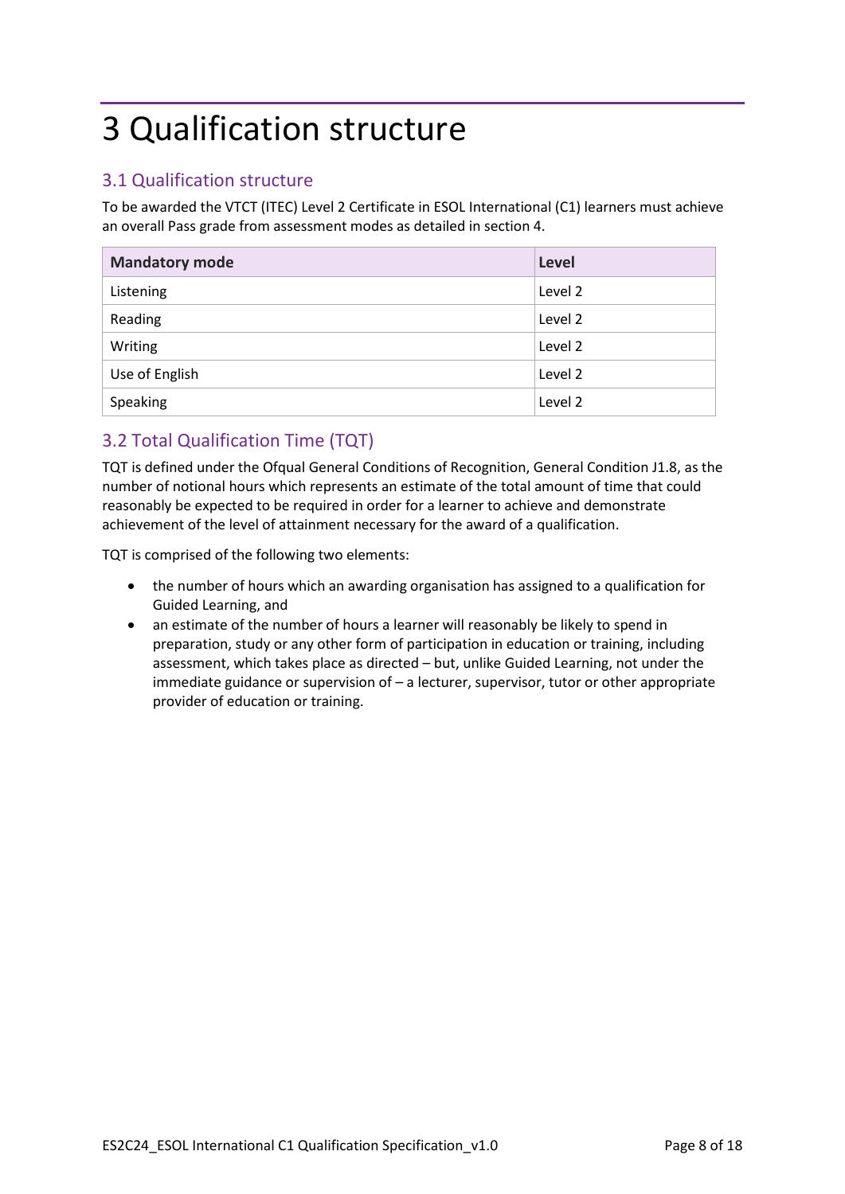# 3 Qualification structure

## 3.1 Qualification structure

To be awarded the VTCT (ITEC) Level 2 Certificate in ESOL International (C1) learners must achieve an overall Pass grade from assessment modes as detailed in section 4.

| Mandatory mode | Level |
| --- | --- |
| Listening | Level 2 |
| Reading | Level 2 |
| Writing | Level 2 |
| Use of English | Level 2 |
| Speaking | Level 2 |

## 3.2 Total Qualification Time (TQT)

TQT is defined under the Ofqual General Conditions of Recognition, General Condition J1.8, as the number of notional hours which represents an estimate of the total amount of time that could reasonably be expected to be required in order for a learner to achieve and demonstrate achievement of the level of attainment necessary for the award of a qualification.

TQT is comprised of the following two elements:

- the number of hours which an awarding organisation has assigned to a qualification for Guided Learning, and
- an estimate of the number of hours a learner will reasonably be likely to spend in preparation, study or any other form of participation in education or training, including assessment, which takes place as directed – but, unlike Guided Learning, not under the immediate guidance or supervision of – a lecturer, supervisor, tutor or other appropriate provider of education or training.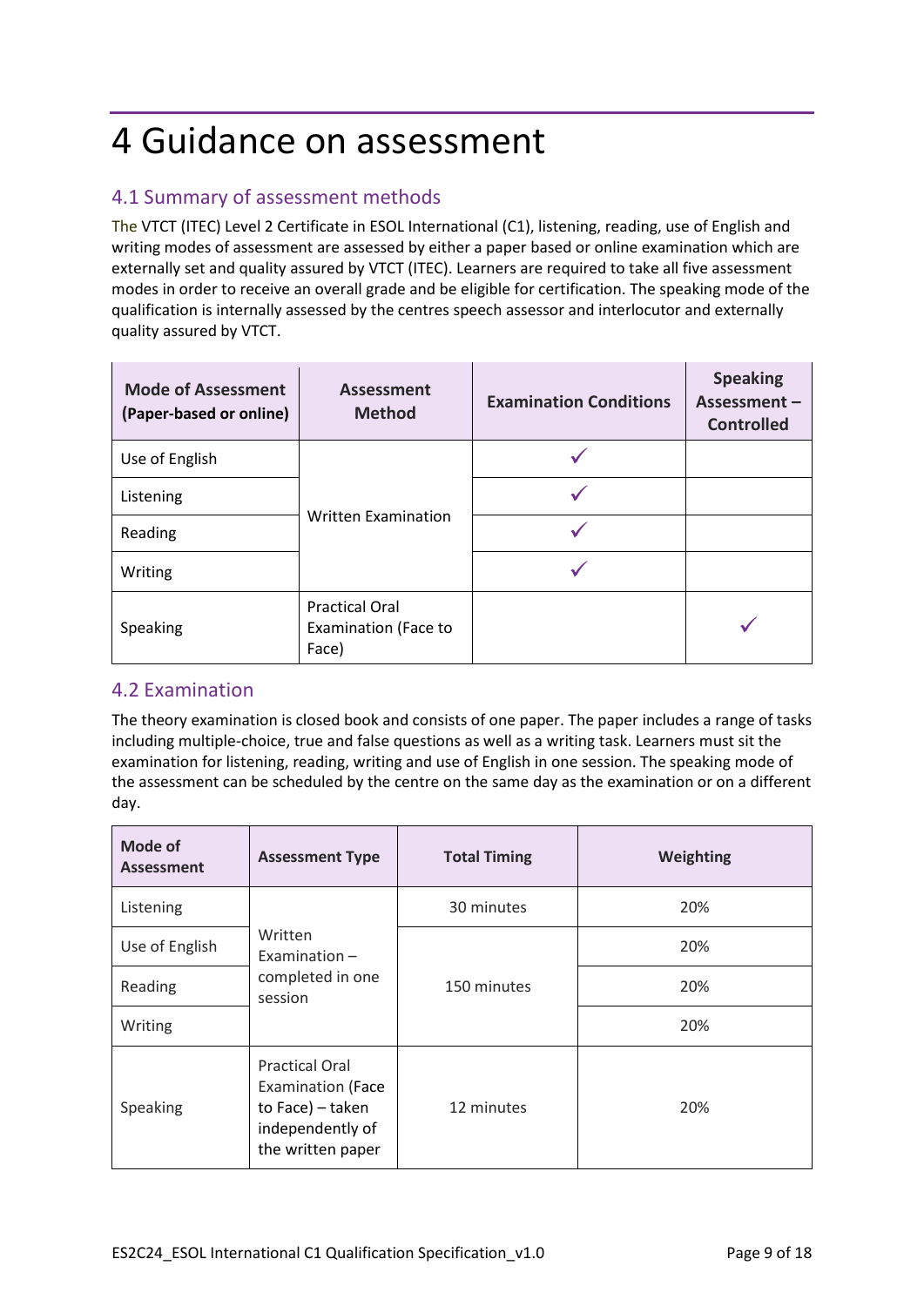# 4 Guidance on assessment

## 4.1 Summary of assessment methods

The VTCT (ITEC) Level 2 Certificate in ESOL International (C1), listening, reading, use of English and writing modes of assessment are assessed by either a paper based or online examination which are externally set and quality assured by VTCT (ITEC). Learners are required to take all five assessment modes in order to receive an overall grade and be eligible for certification. The speaking mode of the qualification is internally assessed by the centres speech assessor and interlocutor and externally quality assured by VTCT.

| Mode of Assessment (Paper-based or online) | Assessment Method | Examination Conditions | Speaking Assessment – Controlled |
|---|---|---|---|
| Use of English | Written Examination | ✓ | |
| Listening | | ✓ | |
| Reading | | ✓ | |
| Writing | | ✓ | |
| Speaking | Practical Oral Examination (Face to Face) | | ✓ |

## 4.2 Examination

The theory examination is closed book and consists of one paper. The paper includes a range of tasks including multiple-choice, true and false questions as well as a writing task. Learners must sit the examination for listening, reading, writing and use of English in one session. The speaking mode of the assessment can be scheduled by the centre on the same day as the examination or on a different day.

| Mode of Assessment | Assessment Type | Total Timing | Weighting |
|---|---|---|---|
| Listening | Written Examination – completed in one session | 30 minutes | 20% |
| Use of English | | 150 minutes | 20% |
| Reading | | | 20% |
| Writing | | | 20% |
| Speaking | Practical Oral Examination (Face to Face) – taken independently of the written paper | 12 minutes | 20% |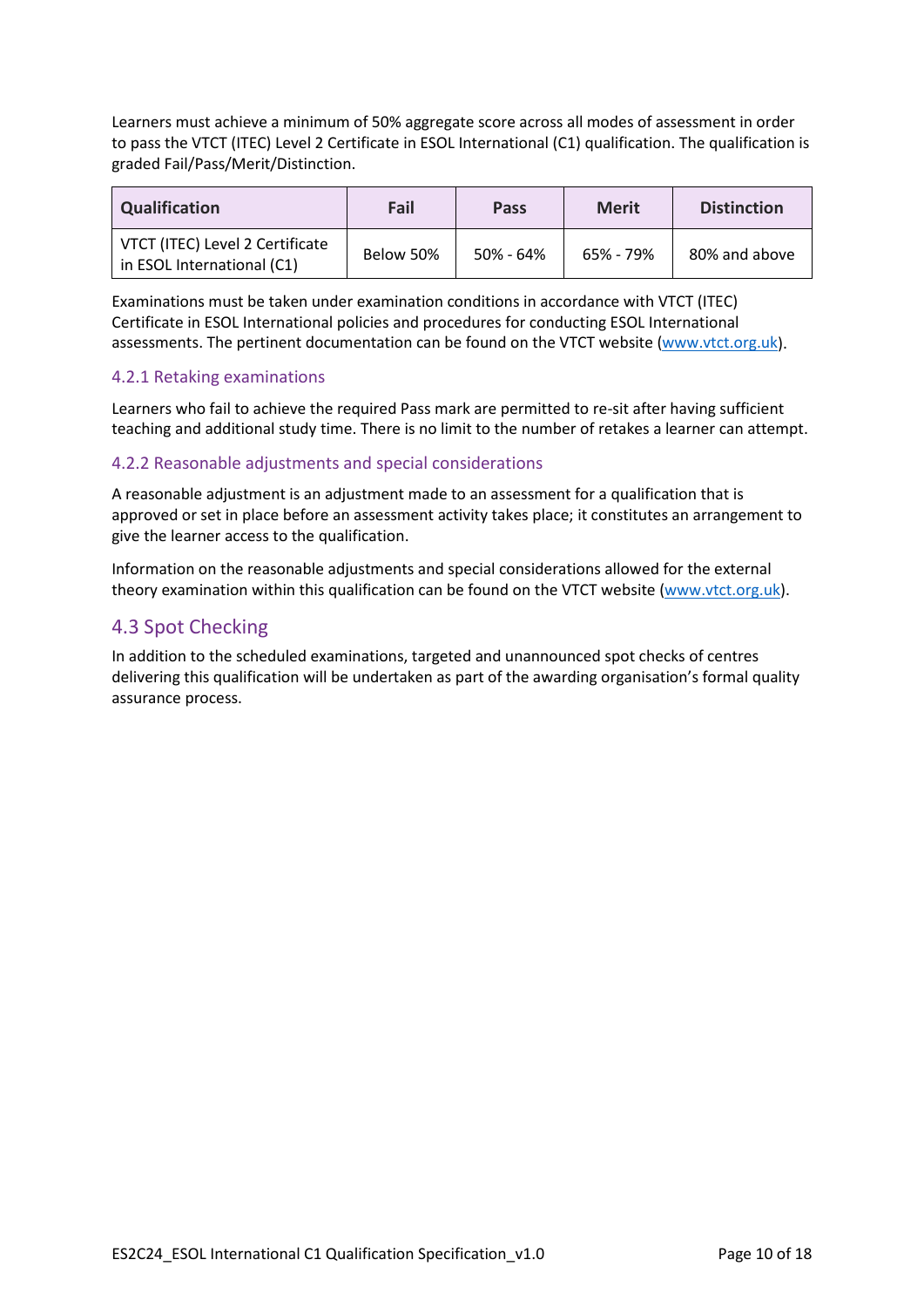Learners must achieve a minimum of 50% aggregate score across all modes of assessment in order to pass the VTCT (ITEC) Level 2 Certificate in ESOL International (C1) qualification. The qualification is graded Fail/Pass/Merit/Distinction.

| Qualification | Fail | Pass | Merit | Distinction |
|---|---|---|---|---|
| VTCT (ITEC) Level 2 Certificate in ESOL International (C1) | Below 50% | 50% - 64% | 65% - 79% | 80% and above |

Examinations must be taken under examination conditions in accordance with VTCT (ITEC) Certificate in ESOL International policies and procedures for conducting ESOL International assessments. The pertinent documentation can be found on the VTCT website (www.vtct.org.uk).

### 4.2.1 Retaking examinations

Learners who fail to achieve the required Pass mark are permitted to re-sit after having sufficient teaching and additional study time. There is no limit to the number of retakes a learner can attempt.

### 4.2.2 Reasonable adjustments and special considerations

A reasonable adjustment is an adjustment made to an assessment for a qualification that is approved or set in place before an assessment activity takes place; it constitutes an arrangement to give the learner access to the qualification.

Information on the reasonable adjustments and special considerations allowed for the external theory examination within this qualification can be found on the VTCT website (www.vtct.org.uk).

## 4.3 Spot Checking

In addition to the scheduled examinations, targeted and unannounced spot checks of centres delivering this qualification will be undertaken as part of the awarding organisation's formal quality assurance process.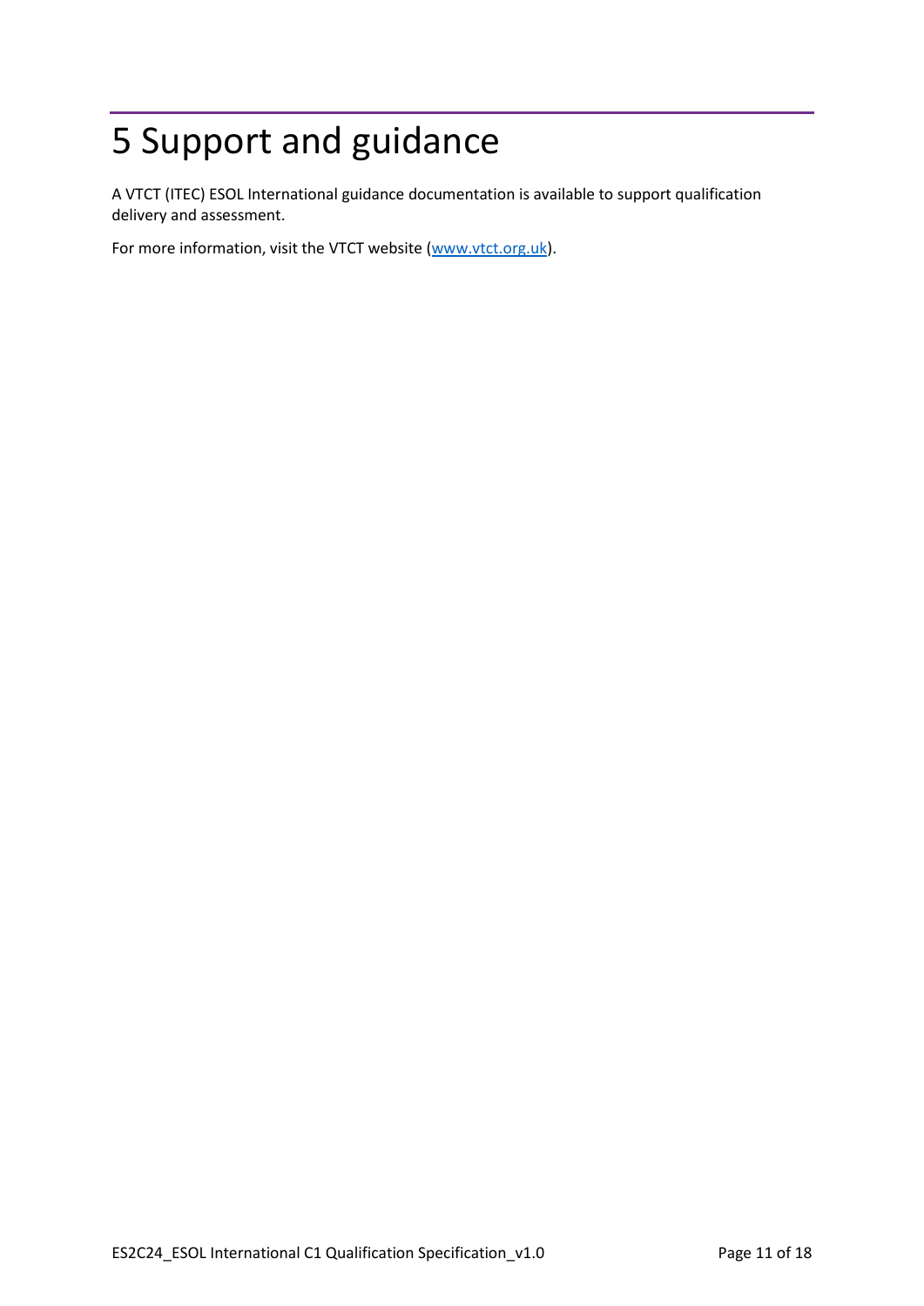# 5 Support and guidance

A VTCT (ITEC) ESOL International guidance documentation is available to support qualification delivery and assessment.

For more information, visit the VTCT website ([www.vtct.org.uk](http://www.vtct.org.uk)).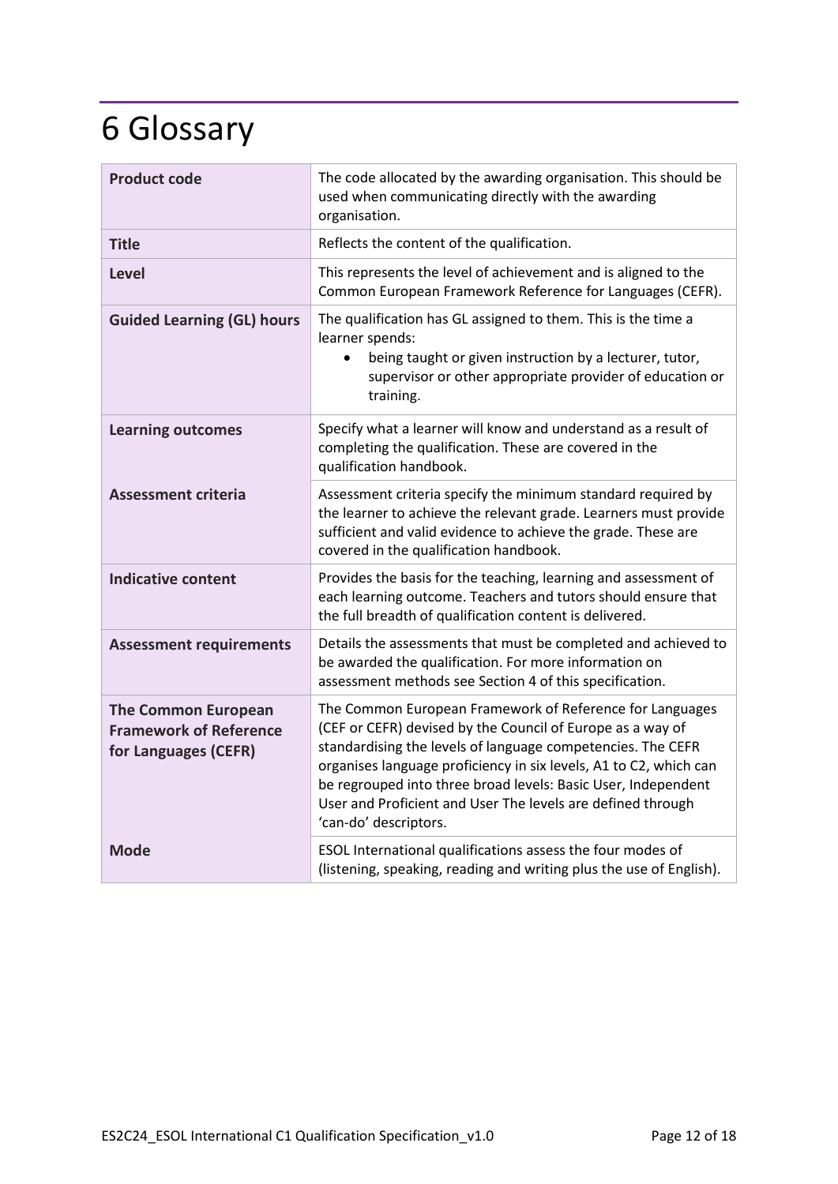# 6 Glossary

| | |
|---|---|
| **Product code** | The code allocated by the awarding organisation. This should be used when communicating directly with the awarding organisation. |
| **Title** | Reflects the content of the qualification. |
| **Level** | This represents the level of achievement and is aligned to the Common European Framework Reference for Languages (CEFR). |
| **Guided Learning (GL) hours** | The qualification has GL assigned to them. This is the time a learner spends:<br>• being taught or given instruction by a lecturer, tutor, supervisor or other appropriate provider of education or training. |
| **Learning outcomes** | Specify what a learner will know and understand as a result of completing the qualification. These are covered in the qualification handbook. |
| **Assessment criteria** | Assessment criteria specify the minimum standard required by the learner to achieve the relevant grade. Learners must provide sufficient and valid evidence to achieve the grade. These are covered in the qualification handbook. |
| **Indicative content** | Provides the basis for the teaching, learning and assessment of each learning outcome. Teachers and tutors should ensure that the full breadth of qualification content is delivered. |
| **Assessment requirements** | Details the assessments that must be completed and achieved to be awarded the qualification. For more information on assessment methods see Section 4 of this specification. |
| **The Common European Framework of Reference for Languages (CEFR)** | The Common European Framework of Reference for Languages (CEF or CEFR) devised by the Council of Europe as a way of standardising the levels of language competencies. The CEFR organises language proficiency in six levels, A1 to C2, which can be regrouped into three broad levels: Basic User, Independent User and Proficient and User The levels are defined through 'can-do' descriptors. |
| **Mode** | ESOL International qualifications assess the four modes of (listening, speaking, reading and writing plus the use of English). |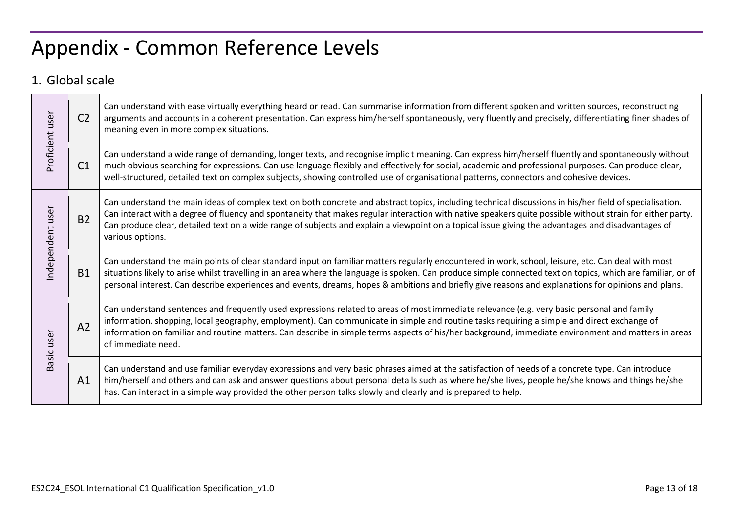# Appendix - Common Reference Levels

## 1. Global scale

| | | |
|---|---|---|
| Proficient user | C2 | Can understand with ease virtually everything heard or read. Can summarise information from different spoken and written sources, reconstructing arguments and accounts in a coherent presentation. Can express him/herself spontaneously, very fluently and precisely, differentiating finer shades of meaning even in more complex situations. |
| | C1 | Can understand a wide range of demanding, longer texts, and recognise implicit meaning. Can express him/herself fluently and spontaneously without much obvious searching for expressions. Can use language flexibly and effectively for social, academic and professional purposes. Can produce clear, well-structured, detailed text on complex subjects, showing controlled use of organisational patterns, connectors and cohesive devices. |
| Independent user | B2 | Can understand the main ideas of complex text on both concrete and abstract topics, including technical discussions in his/her field of specialisation. Can interact with a degree of fluency and spontaneity that makes regular interaction with native speakers quite possible without strain for either party. Can produce clear, detailed text on a wide range of subjects and explain a viewpoint on a topical issue giving the advantages and disadvantages of various options. |
| | B1 | Can understand the main points of clear standard input on familiar matters regularly encountered in work, school, leisure, etc. Can deal with most situations likely to arise whilst travelling in an area where the language is spoken. Can produce simple connected text on topics, which are familiar, or of personal interest. Can describe experiences and events, dreams, hopes & ambitions and briefly give reasons and explanations for opinions and plans. |
| Basic user | A2 | Can understand sentences and frequently used expressions related to areas of most immediate relevance (e.g. very basic personal and family information, shopping, local geography, employment). Can communicate in simple and routine tasks requiring a simple and direct exchange of information on familiar and routine matters. Can describe in simple terms aspects of his/her background, immediate environment and matters in areas of immediate need. |
| | A1 | Can understand and use familiar everyday expressions and very basic phrases aimed at the satisfaction of needs of a concrete type. Can introduce him/herself and others and can ask and answer questions about personal details such as where he/she lives, people he/she knows and things he/she has. Can interact in a simple way provided the other person talks slowly and clearly and is prepared to help. |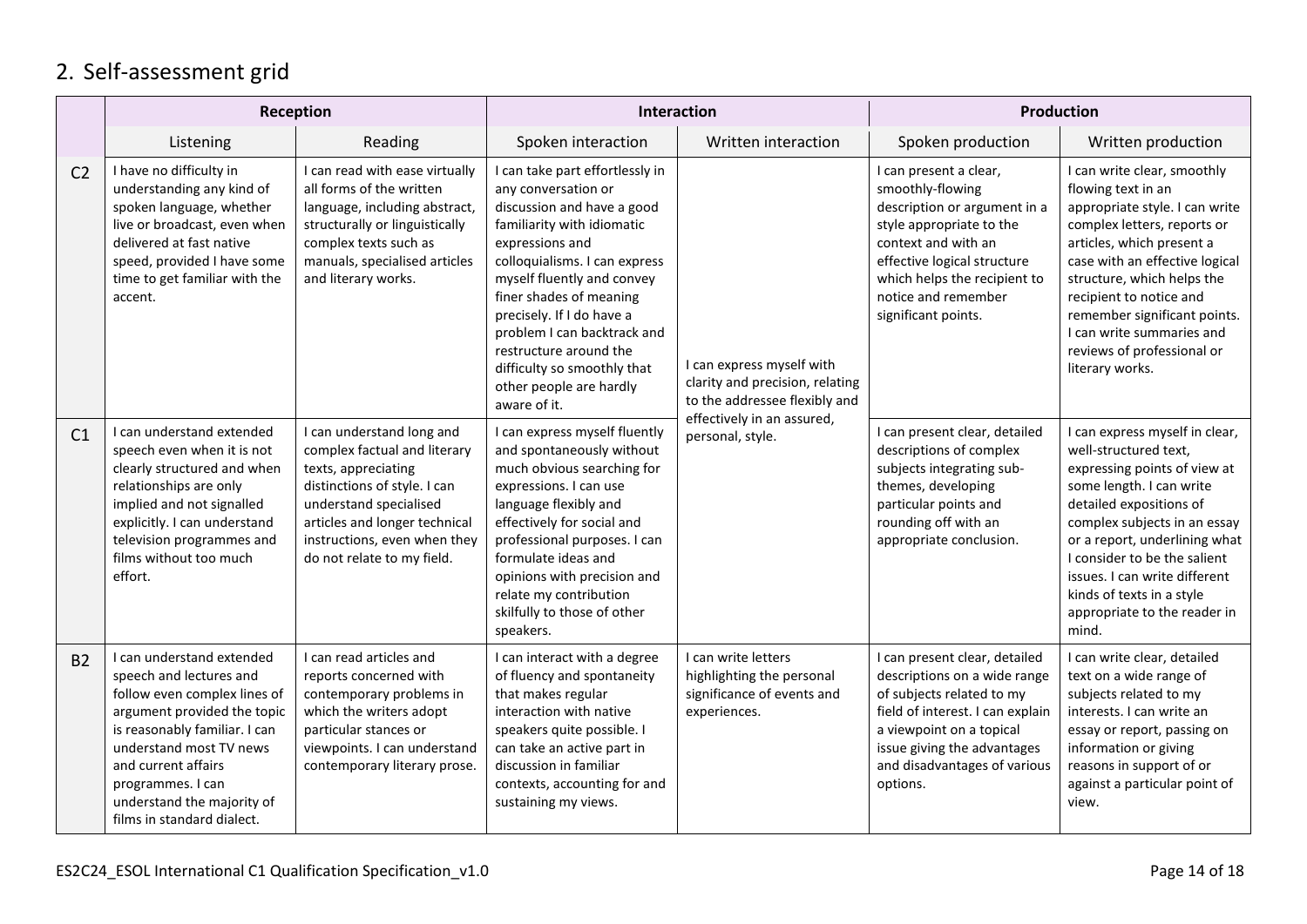## 2. Self-assessment grid

| | Reception | | Interaction | | Production | |
|---|---|---|---|---|---|---|
| | Listening | Reading | Spoken interaction | Written interaction | Spoken production | Written production |
| C2 | I have no difficulty in understanding any kind of spoken language, whether live or broadcast, even when delivered at fast native speed, provided I have some time to get familiar with the accent. | I can read with ease virtually all forms of the written language, including abstract, structurally or linguistically complex texts such as manuals, specialised articles and literary works. | I can take part effortlessly in any conversation or discussion and have a good familiarity with idiomatic expressions and colloquialisms. I can express myself fluently and convey finer shades of meaning precisely. If I do have a problem I can backtrack and restructure around the difficulty so smoothly that other people are hardly aware of it. | I can express myself with clarity and precision, relating to the addressee flexibly and effectively in an assured, personal, style. | I can present a clear, smoothly-flowing description or argument in a style appropriate to the context and with an effective logical structure which helps the recipient to notice and remember significant points. | I can write clear, smoothly flowing text in an appropriate style. I can write complex letters, reports or articles, which present a case with an effective logical structure, which helps the recipient to notice and remember significant points. I can write summaries and reviews of professional or literary works. |
| C1 | I can understand extended speech even when it is not clearly structured and when relationships are only implied and not signalled explicitly. I can understand television programmes and films without too much effort. | I can understand long and complex factual and literary texts, appreciating distinctions of style. I can understand specialised articles and longer technical instructions, even when they do not relate to my field. | I can express myself fluently and spontaneously without much obvious searching for expressions. I can use language flexibly and effectively for social and professional purposes. I can formulate ideas and opinions with precision and relate my contribution skilfully to those of other speakers. | | I can present clear, detailed descriptions of complex subjects integrating sub-themes, developing particular points and rounding off with an appropriate conclusion. | I can express myself in clear, well-structured text, expressing points of view at some length. I can write detailed expositions of complex subjects in an essay or a report, underlining what I consider to be the salient issues. I can write different kinds of texts in a style appropriate to the reader in mind. |
| B2 | I can understand extended speech and lectures and follow even complex lines of argument provided the topic is reasonably familiar. I can understand most TV news and current affairs programmes. I can understand the majority of films in standard dialect. | I can read articles and reports concerned with contemporary problems in which the writers adopt particular stances or viewpoints. I can understand contemporary literary prose. | I can interact with a degree of fluency and spontaneity that makes regular interaction with native speakers quite possible. I can take an active part in discussion in familiar contexts, accounting for and sustaining my views. | I can write letters highlighting the personal significance of events and experiences. | I can present clear, detailed descriptions on a wide range of subjects related to my field of interest. I can explain a viewpoint on a topical issue giving the advantages and disadvantages of various options. | I can write clear, detailed text on a wide range of subjects related to my interests. I can write an essay or report, passing on information or giving reasons in support of or against a particular point of view. |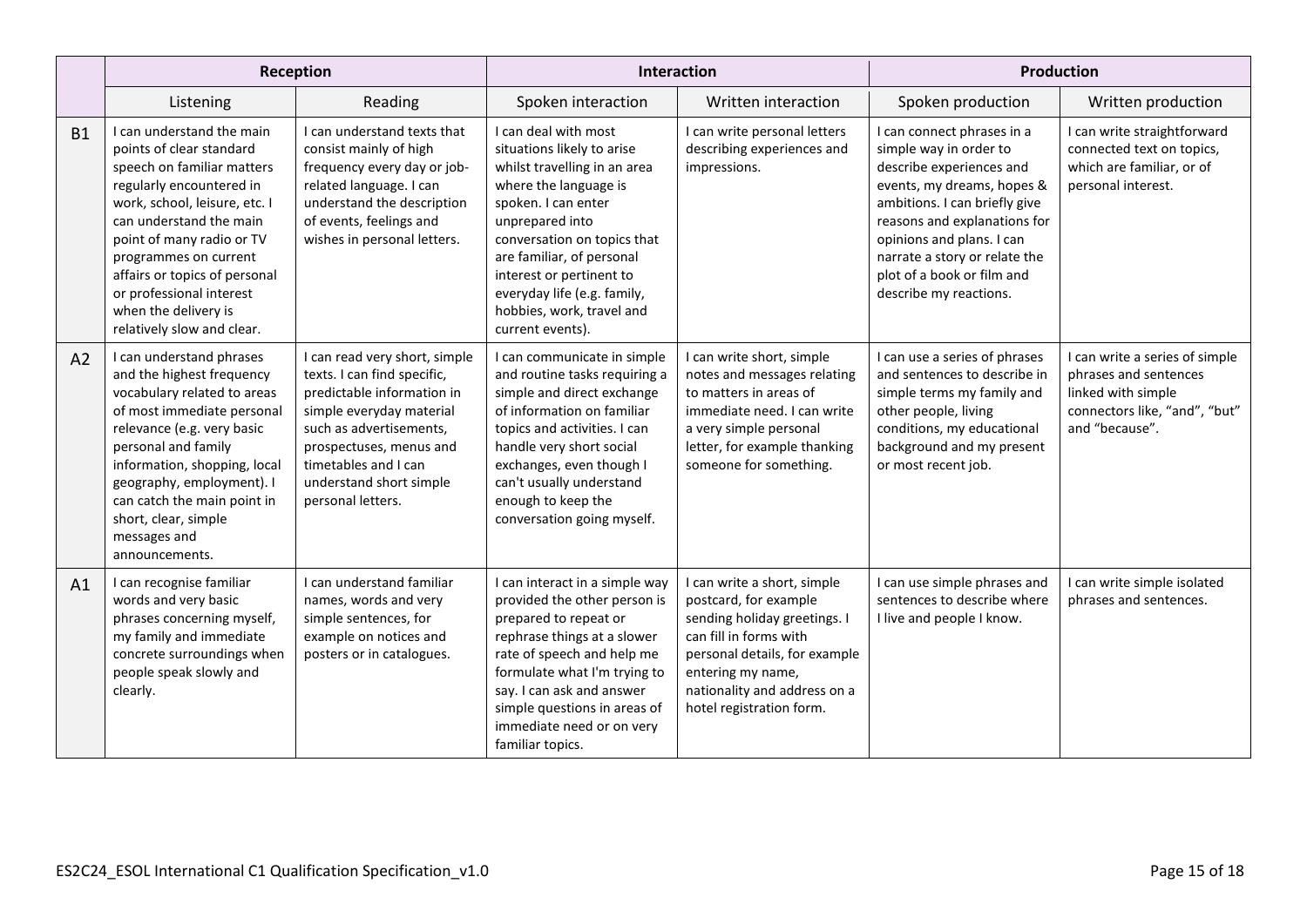| | Reception | | Interaction | | Production | |
|---|---|---|---|---|---|---|
| | Listening | Reading | Spoken interaction | Written interaction | Spoken production | Written production |
| **B1** | I can understand the main points of clear standard speech on familiar matters regularly encountered in work, school, leisure, etc. I can understand the main point of many radio or TV programmes on current affairs or topics of personal or professional interest when the delivery is relatively slow and clear. | I can understand texts that consist mainly of high frequency every day or job-related language. I can understand the description of events, feelings and wishes in personal letters. | I can deal with most situations likely to arise whilst travelling in an area where the language is spoken. I can enter unprepared into conversation on topics that are familiar, of personal interest or pertinent to everyday life (e.g. family, hobbies, work, travel and current events). | I can write personal letters describing experiences and impressions. | I can connect phrases in a simple way in order to describe experiences and events, my dreams, hopes & ambitions. I can briefly give reasons and explanations for opinions and plans. I can narrate a story or relate the plot of a book or film and describe my reactions. | I can write straightforward connected text on topics, which are familiar, or of personal interest. |
| **A2** | I can understand phrases and the highest frequency vocabulary related to areas of most immediate personal relevance (e.g. very basic personal and family information, shopping, local geography, employment). I can catch the main point in short, clear, simple messages and announcements. | I can read very short, simple texts. I can find specific, predictable information in simple everyday material such as advertisements, prospectuses, menus and timetables and I can understand short simple personal letters. | I can communicate in simple and routine tasks requiring a simple and direct exchange of information on familiar topics and activities. I can handle very short social exchanges, even though I can't usually understand enough to keep the conversation going myself. | I can write short, simple notes and messages relating to matters in areas of immediate need. I can write a very simple personal letter, for example thanking someone for something. | I can use a series of phrases and sentences to describe in simple terms my family and other people, living conditions, my educational background and my present or most recent job. | I can write a series of simple phrases and sentences linked with simple connectors like, "and", "but" and "because". |
| **A1** | I can recognise familiar words and very basic phrases concerning myself, my family and immediate concrete surroundings when people speak slowly and clearly. | I can understand familiar names, words and very simple sentences, for example on notices and posters or in catalogues. | I can interact in a simple way provided the other person is prepared to repeat or rephrase things at a slower rate of speech and help me formulate what I'm trying to say. I can ask and answer simple questions in areas of immediate need or on very familiar topics. | I can write a short, simple postcard, for example sending holiday greetings. I can fill in forms with personal details, for example entering my name, nationality and address on a hotel registration form. | I can use simple phrases and sentences to describe where I live and people I know. | I can write simple isolated phrases and sentences. |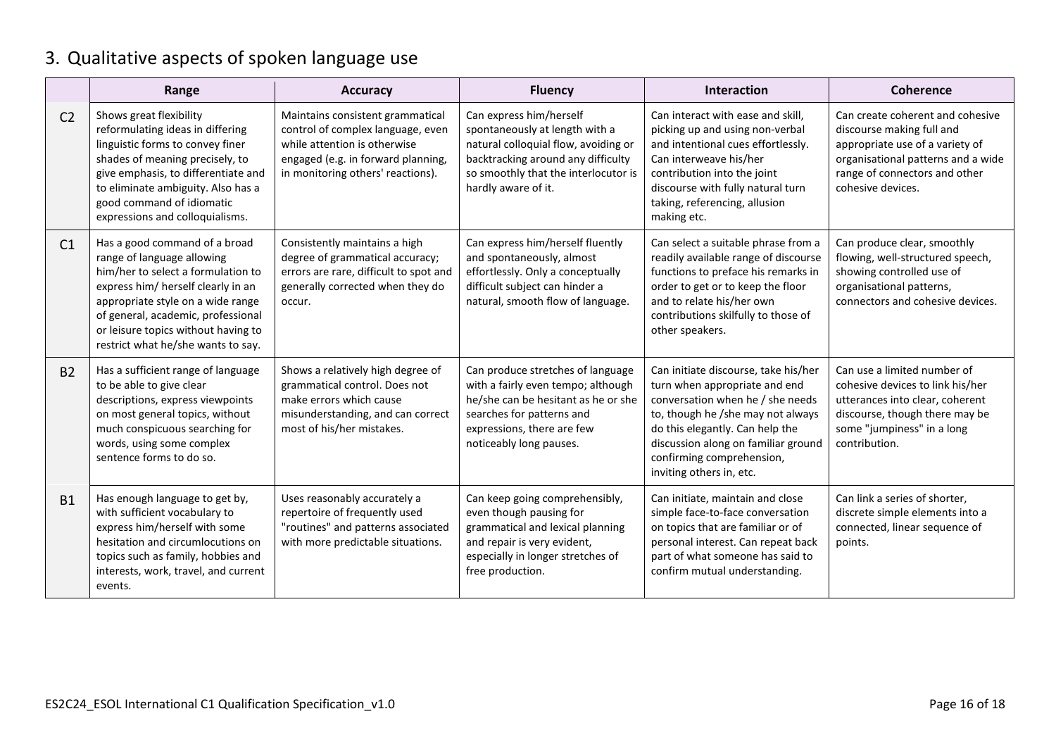## 3. Qualitative aspects of spoken language use

| | Range | Accuracy | Fluency | Interaction | Coherence |
|---|---|---|---|---|---|
| C2 | Shows great flexibility reformulating ideas in differing linguistic forms to convey finer shades of meaning precisely, to give emphasis, to differentiate and to eliminate ambiguity. Also has a good command of idiomatic expressions and colloquialisms. | Maintains consistent grammatical control of complex language, even while attention is otherwise engaged (e.g. in forward planning, in monitoring others' reactions). | Can express him/herself spontaneously at length with a natural colloquial flow, avoiding or backtracking around any difficulty so smoothly that the interlocutor is hardly aware of it. | Can interact with ease and skill, picking up and using non-verbal and intentional cues effortlessly. Can interweave his/her contribution into the joint discourse with fully natural turn taking, referencing, allusion making etc. | Can create coherent and cohesive discourse making full and appropriate use of a variety of organisational patterns and a wide range of connectors and other cohesive devices. |
| C1 | Has a good command of a broad range of language allowing him/her to select a formulation to express him/ herself clearly in an appropriate style on a wide range of general, academic, professional or leisure topics without having to restrict what he/she wants to say. | Consistently maintains a high degree of grammatical accuracy; errors are rare, difficult to spot and generally corrected when they do occur. | Can express him/herself fluently and spontaneously, almost effortlessly. Only a conceptually difficult subject can hinder a natural, smooth flow of language. | Can select a suitable phrase from a readily available range of discourse functions to preface his remarks in order to get or to keep the floor and to relate his/her own contributions skilfully to those of other speakers. | Can produce clear, smoothly flowing, well-structured speech, showing controlled use of organisational patterns, connectors and cohesive devices. |
| B2 | Has a sufficient range of language to be able to give clear descriptions, express viewpoints on most general topics, without much conspicuous searching for words, using some complex sentence forms to do so. | Shows a relatively high degree of grammatical control. Does not make errors which cause misunderstanding, and can correct most of his/her mistakes. | Can produce stretches of language with a fairly even tempo; although he/she can be hesitant as he or she searches for patterns and expressions, there are few noticeably long pauses. | Can initiate discourse, take his/her turn when appropriate and end conversation when he / she needs to, though he /she may not always do this elegantly. Can help the discussion along on familiar ground confirming comprehension, inviting others in, etc. | Can use a limited number of cohesive devices to link his/her utterances into clear, coherent discourse, though there may be some "jumpiness" in a long contribution. |
| B1 | Has enough language to get by, with sufficient vocabulary to express him/herself with some hesitation and circumlocutions on topics such as family, hobbies and interests, work, travel, and current events. | Uses reasonably accurately a repertoire of frequently used "routines" and patterns associated with more predictable situations. | Can keep going comprehensibly, even though pausing for grammatical and lexical planning and repair is very evident, especially in longer stretches of free production. | Can initiate, maintain and close simple face-to-face conversation on topics that are familiar or of personal interest. Can repeat back part of what someone has said to confirm mutual understanding. | Can link a series of shorter, discrete simple elements into a connected, linear sequence of points. |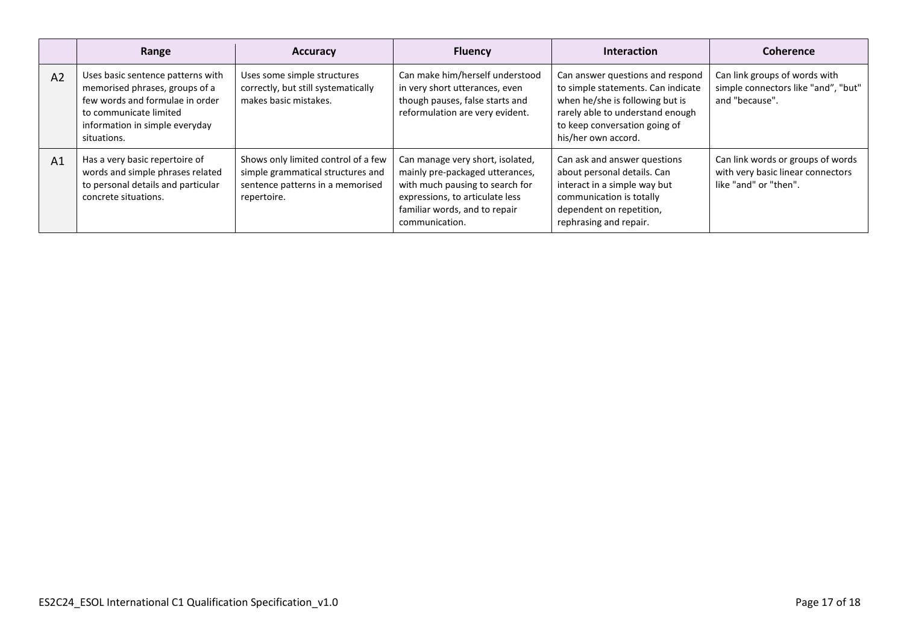| | Range | Accuracy | Fluency | Interaction | Coherence |
|---|---|---|---|---|---|
| A2 | Uses basic sentence patterns with memorised phrases, groups of a few words and formulae in order to communicate limited information in simple everyday situations. | Uses some simple structures correctly, but still systematically makes basic mistakes. | Can make him/herself understood in very short utterances, even though pauses, false starts and reformulation are very evident. | Can answer questions and respond to simple statements. Can indicate when he/she is following but is rarely able to understand enough to keep conversation going of his/her own accord. | Can link groups of words with simple connectors like "and", "but" and "because". |
| A1 | Has a very basic repertoire of words and simple phrases related to personal details and particular concrete situations. | Shows only limited control of a few simple grammatical structures and sentence patterns in a memorised repertoire. | Can manage very short, isolated, mainly pre-packaged utterances, with much pausing to search for expressions, to articulate less familiar words, and to repair communication. | Can ask and answer questions about personal details. Can interact in a simple way but communication is totally dependent on repetition, rephrasing and repair. | Can link words or groups of words with very basic linear connectors like "and" or "then". |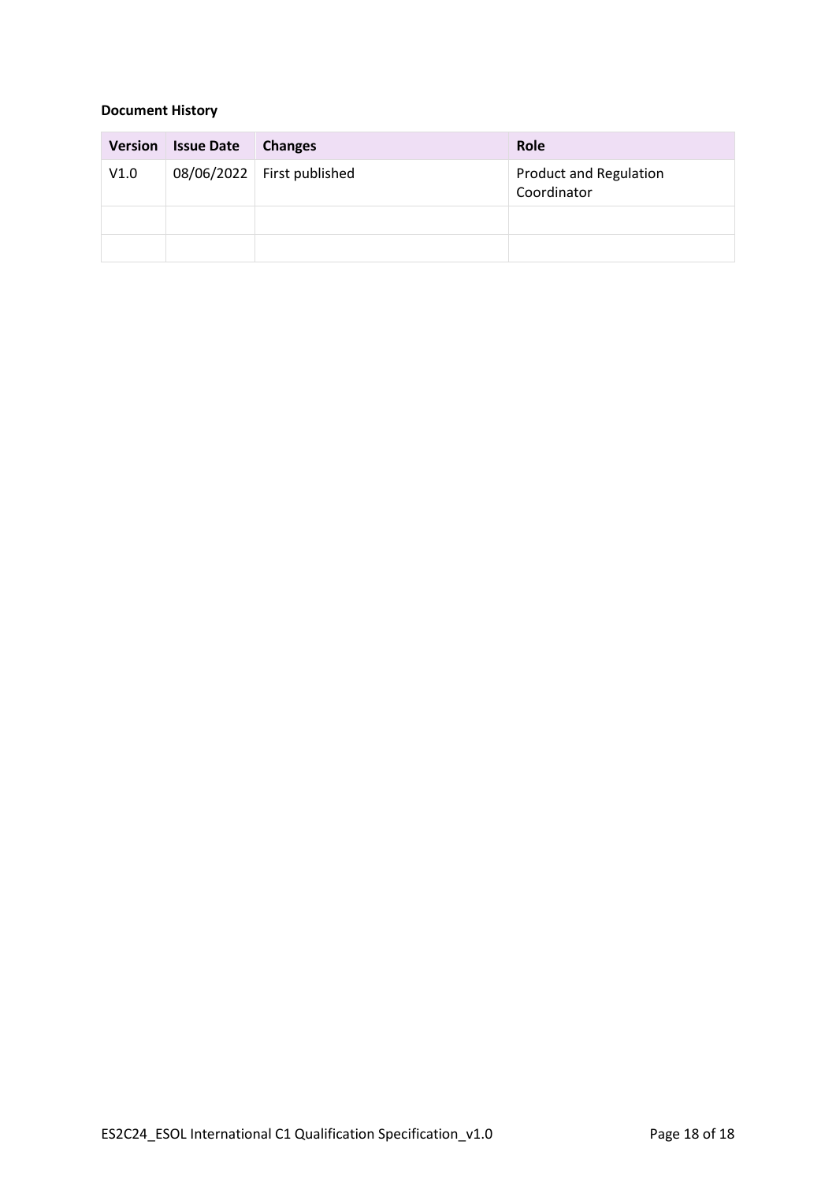**Document History**

| Version | Issue Date | Changes | Role |
| --- | --- | --- | --- |
| V1.0 | 08/06/2022 | First published | Product and Regulation Coordinator |
| | | | |
| | | | |